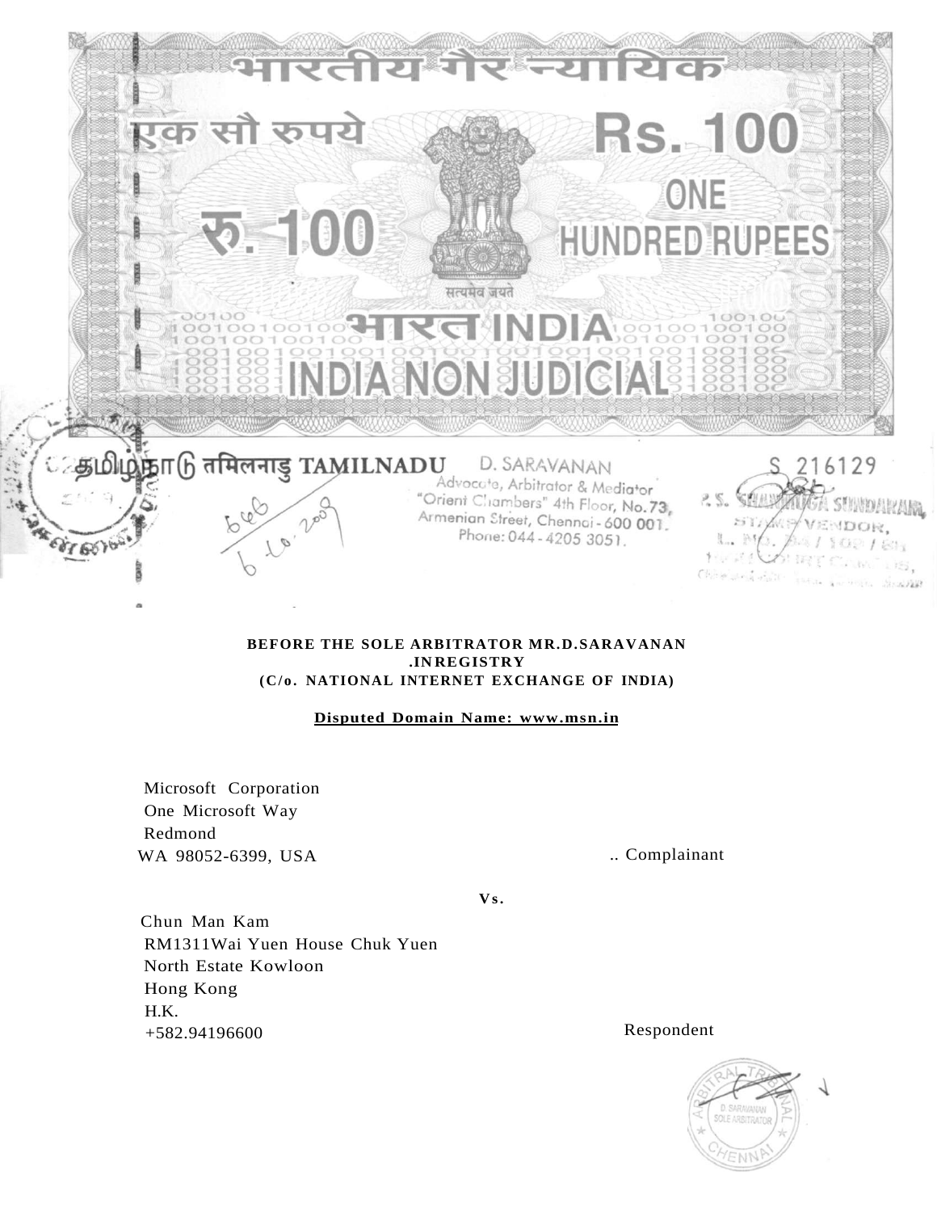भारतीय गैर न्यायिक

एक सौ रुपये

Rs. 100

रु. 100

ONE HUNDRED RUPEES

सत्यमेव जयते

भारत INDIA

INDIA NON JUDICIAL

தமிழ்நாடு तमिलनाडु TAMILNADU

D. SARAVANAN
Advocate, Arbitrator & Mediator
"Orient Chambers" 4th Floor, No.73,
Armenian Street, Chennai - 600 001.
Phone: 044 - 4205 3051.

S 216129

**BEFORE THE SOLE ARBITRATOR MR.D.SARAVANAN**
**.INREGISTRY**
**(C/o. NATIONAL INTERNET EXCHANGE OF INDIA)**

**Disputed Domain Name: www.msn.in**

Microsoft Corporation
One Microsoft Way
Redmond
WA 98052-6399, USA .. Complainant

**Vs.**

Chun Man Kam
RM1311Wai Yuen House Chuk Yuen
North Estate Kowloon
Hong Kong
H.K.
+582.94196600 Respondent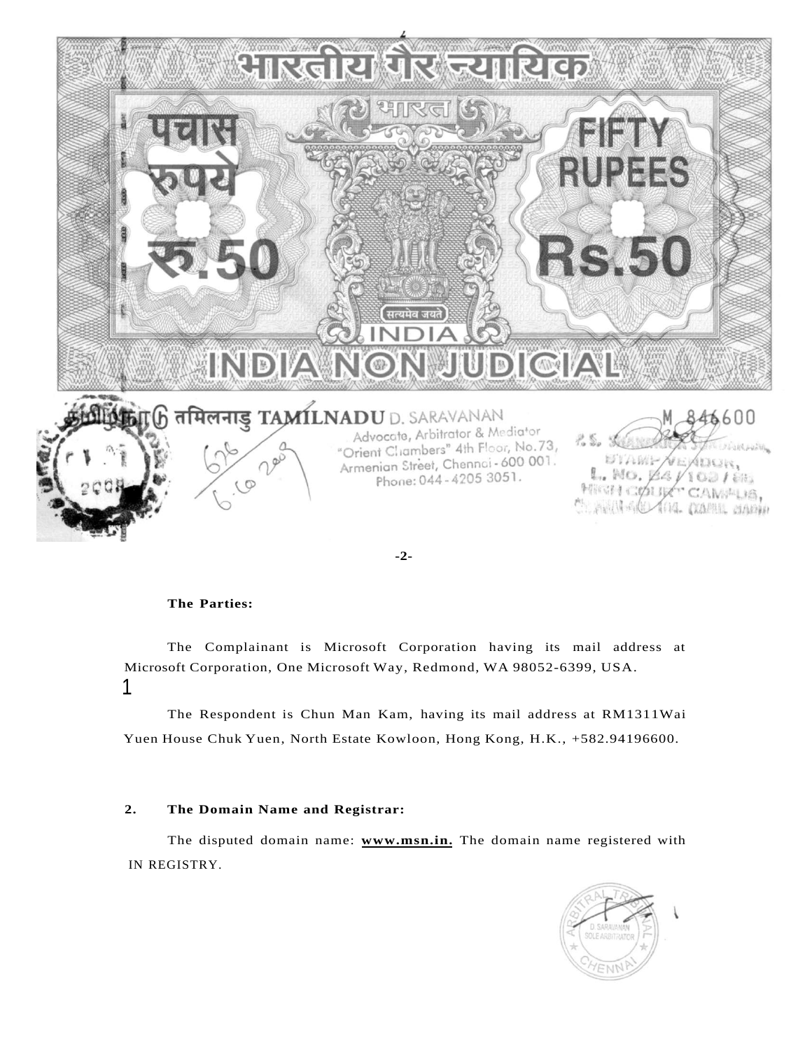भारतीय गैर न्यायिक

पचास रुपये रु.50

FIFTY RUPEES Rs.50

INDIA NON JUDICIAL

तमिलनाडु TAMILNADU D. SARAVANAN
Advocate, Arbitrator & Mediator
"Orient Chambers" 4th Floor, No.73,
Armenian Street, Chennai - 600 001.
Phone: 044 - 4205 3051.

M 846600

**The Parties:**

The Complainant is Microsoft Corporation having its mail address at Microsoft Corporation, One Microsoft Way, Redmond, WA 98052-6399, USA.

1

The Respondent is Chun Man Kam, having its mail address at RM1311Wai Yuen House Chuk Yuen, North Estate Kowloon, Hong Kong, H.K., +582.94196600.

**2. The Domain Name and Registrar:**

The disputed domain name: **www.msn.in.** The domain name registered with IN REGISTRY.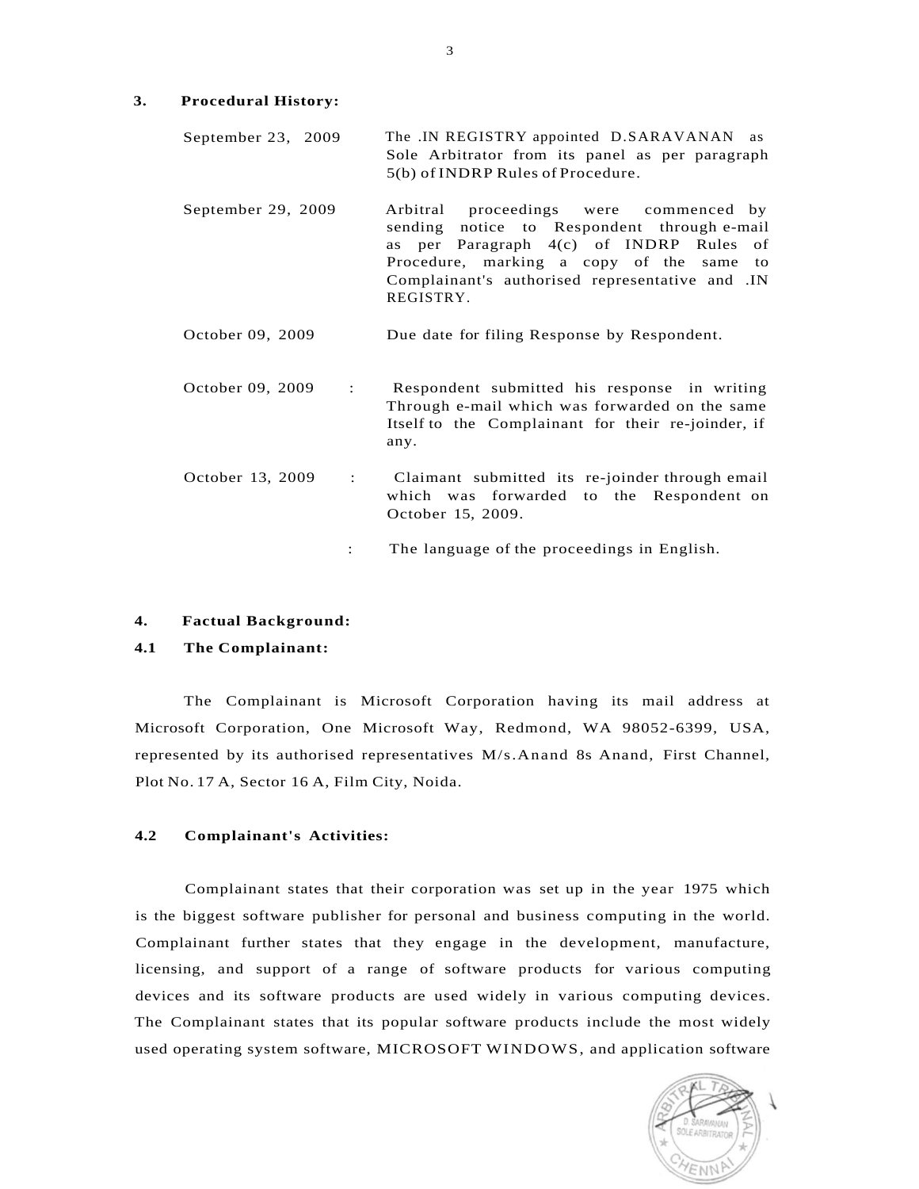## 3. Procedural History:

| | | |
|---|---|---|
| September 23, 2009 | | The .IN REGISTRY appointed D.SARAVANAN as Sole Arbitrator from its panel as per paragraph 5(b) of INDRP Rules of Procedure. |
| September 29, 2009 | | Arbitral proceedings were commenced by sending notice to Respondent through e-mail as per Paragraph 4(c) of INDRP Rules of Procedure, marking a copy of the same to Complainant's authorised representative and .IN REGISTRY. |
| October 09, 2009 | | Due date for filing Response by Respondent. |
| October 09, 2009 | : | Respondent submitted his response in writing Through e-mail which was forwarded on the same Itself to the Complainant for their re-joinder, if any. |
| October 13, 2009 | : | Claimant submitted its re-joinder through email which was forwarded to the Respondent on October 15, 2009. |
| | : | The language of the proceedings in English. |

## 4. Factual Background:

### 4.1 The Complainant:

The Complainant is Microsoft Corporation having its mail address at Microsoft Corporation, One Microsoft Way, Redmond, WA 98052-6399, USA, represented by its authorised representatives M/s.Anand 8s Anand, First Channel, Plot No. 17 A, Sector 16 A, Film City, Noida.

### 4.2 Complainant's Activities:

Complainant states that their corporation was set up in the year 1975 which is the biggest software publisher for personal and business computing in the world. Complainant further states that they engage in the development, manufacture, licensing, and support of a range of software products for various computing devices and its software products are used widely in various computing devices. The Complainant states that its popular software products include the most widely used operating system software, MICROSOFT WINDOWS, and application software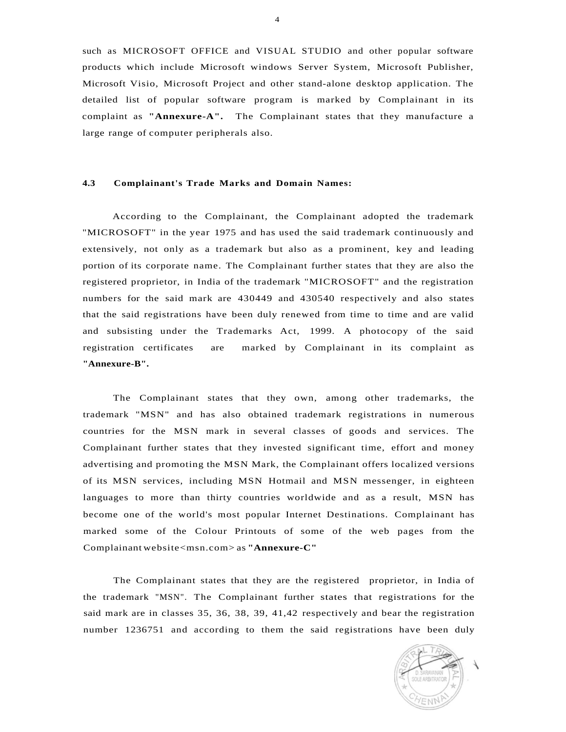such as MICROSOFT OFFICE and VISUAL STUDIO and other popular software products which include Microsoft windows Server System, Microsoft Publisher, Microsoft Visio, Microsoft Project and other stand-alone desktop application. The detailed list of popular software program is marked by Complainant in its complaint as **"Annexure-A".** The Complainant states that they manufacture a large range of computer peripherals also.

**4.3 Complainant's Trade Marks and Domain Names:**

According to the Complainant, the Complainant adopted the trademark "MICROSOFT" in the year 1975 and has used the said trademark continuously and extensively, not only as a trademark but also as a prominent, key and leading portion of its corporate name. The Complainant further states that they are also the registered proprietor, in India of the trademark "MICROSOFT" and the registration numbers for the said mark are 430449 and 430540 respectively and also states that the said registrations have been duly renewed from time to time and are valid and subsisting under the Trademarks Act, 1999. A photocopy of the said registration certificates are marked by Complainant in its complaint as **"Annexure-B".**

The Complainant states that they own, among other trademarks, the trademark "MSN" and has also obtained trademark registrations in numerous countries for the MSN mark in several classes of goods and services. The Complainant further states that they invested significant time, effort and money advertising and promoting the MSN Mark, the Complainant offers localized versions of its MSN services, including MSN Hotmail and MSN messenger, in eighteen languages to more than thirty countries worldwide and as a result, MSN has become one of the world's most popular Internet Destinations. Complainant has marked some of the Colour Printouts of some of the web pages from the Complainant website<msn.com> as **"Annexure-C"**

The Complainant states that they are the registered proprietor, in India of the trademark "MSN". The Complainant further states that registrations for the said mark are in classes 35, 36, 38, 39, 41,42 respectively and bear the registration number 1236751 and according to them the said registrations have been duly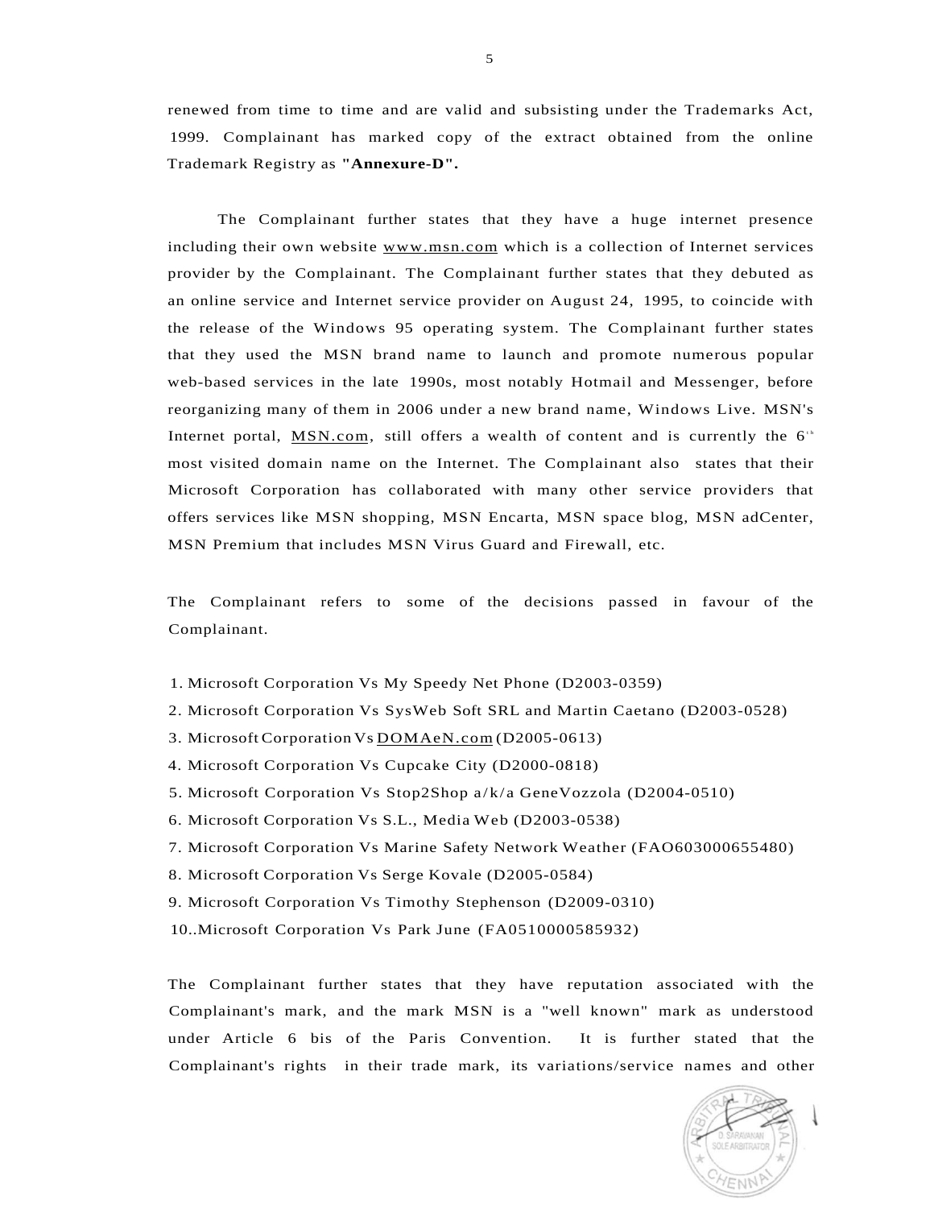renewed from time to time and are valid and subsisting under the Trademarks Act, 1999. Complainant has marked copy of the extract obtained from the online Trademark Registry as **"Annexure-D".**

The Complainant further states that they have a huge internet presence including their own website www.msn.com which is a collection of Internet services provider by the Complainant. The Complainant further states that they debuted as an online service and Internet service provider on August 24, 1995, to coincide with the release of the Windows 95 operating system. The Complainant further states that they used the MSN brand name to launch and promote numerous popular web-based services in the late 1990s, most notably Hotmail and Messenger, before reorganizing many of them in 2006 under a new brand name, Windows Live. MSN's Internet portal, MSN.com, still offers a wealth of content and is currently the 6th most visited domain name on the Internet. The Complainant also states that their Microsoft Corporation has collaborated with many other service providers that offers services like MSN shopping, MSN Encarta, MSN space blog, MSN adCenter, MSN Premium that includes MSN Virus Guard and Firewall, etc.

The Complainant refers to some of the decisions passed in favour of the Complainant.

1. Microsoft Corporation Vs My Speedy Net Phone (D2003-0359)
2. Microsoft Corporation Vs SysWeb Soft SRL and Martin Caetano (D2003-0528)
3. Microsoft Corporation Vs DOMAeN.com (D2005-0613)
4. Microsoft Corporation Vs Cupcake City (D2000-0818)
5. Microsoft Corporation Vs Stop2Shop a/k/a GeneVozzola (D2004-0510)
6. Microsoft Corporation Vs S.L., Media Web (D2003-0538)
7. Microsoft Corporation Vs Marine Safety Network Weather (FAO603000655480)
8. Microsoft Corporation Vs Serge Kovale (D2005-0584)
9. Microsoft Corporation Vs Timothy Stephenson (D2009-0310)
10. Microsoft Corporation Vs Park June (FA0510000585932)

The Complainant further states that they have reputation associated with the Complainant's mark, and the mark MSN is a "well known" mark as understood under Article 6 bis of the Paris Convention. It is further stated that the Complainant's rights in their trade mark, its variations/service names and other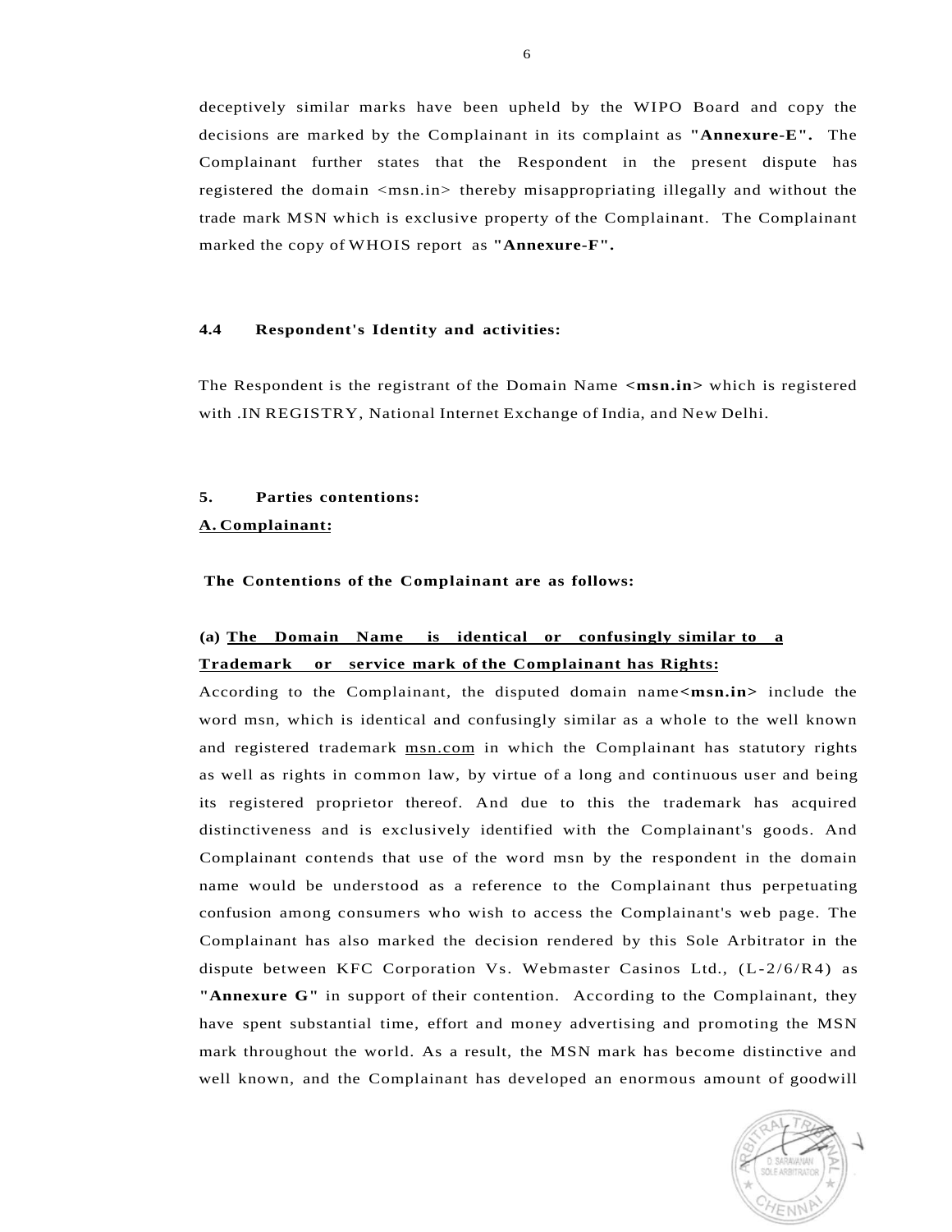deceptively similar marks have been upheld by the WIPO Board and copy the decisions are marked by the Complainant in its complaint as **"Annexure-E".** The Complainant further states that the Respondent in the present dispute has registered the domain <msn.in> thereby misappropriating illegally and without the trade mark MSN which is exclusive property of the Complainant. The Complainant marked the copy of WHOIS report as **"Annexure-F".**

**4.4 Respondent's Identity and activities:**

The Respondent is the registrant of the Domain Name **<msn.in>** which is registered with .IN REGISTRY, National Internet Exchange of India, and New Delhi.

**5. Parties contentions:**

**A. Complainant:**

**The Contentions of the Complainant are as follows:**

**(a) The Domain Name is identical or confusingly similar to a Trademark or service mark of the Complainant has Rights:**

According to the Complainant, the disputed domain name**<msn.in>** include the word msn, which is identical and confusingly similar as a whole to the well known and registered trademark msn.com in which the Complainant has statutory rights as well as rights in common law, by virtue of a long and continuous user and being its registered proprietor thereof. And due to this the trademark has acquired distinctiveness and is exclusively identified with the Complainant's goods. And Complainant contends that use of the word msn by the respondent in the domain name would be understood as a reference to the Complainant thus perpetuating confusion among consumers who wish to access the Complainant's web page. The Complainant has also marked the decision rendered by this Sole Arbitrator in the dispute between KFC Corporation Vs. Webmaster Casinos Ltd., (L-2/6/R4) as **"Annexure G"** in support of their contention. According to the Complainant, they have spent substantial time, effort and money advertising and promoting the MSN mark throughout the world. As a result, the MSN mark has become distinctive and well known, and the Complainant has developed an enormous amount of goodwill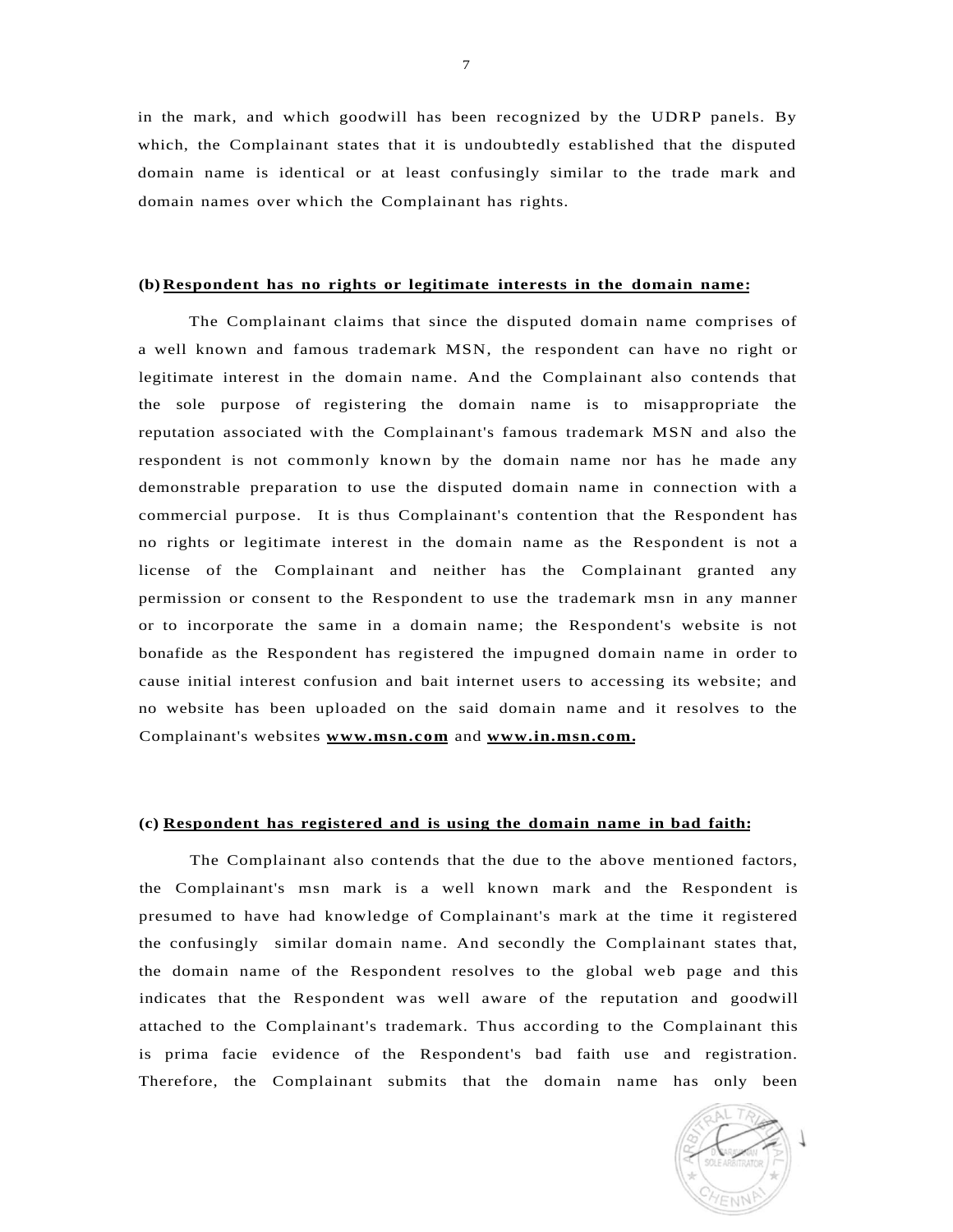in the mark, and which goodwill has been recognized by the UDRP panels. By which, the Complainant states that it is undoubtedly established that the disputed domain name is identical or at least confusingly similar to the trade mark and domain names over which the Complainant has rights.

**(b) Respondent has no rights or legitimate interests in the domain name:**

The Complainant claims that since the disputed domain name comprises of a well known and famous trademark MSN, the respondent can have no right or legitimate interest in the domain name. And the Complainant also contends that the sole purpose of registering the domain name is to misappropriate the reputation associated with the Complainant's famous trademark MSN and also the respondent is not commonly known by the domain name nor has he made any demonstrable preparation to use the disputed domain name in connection with a commercial purpose. It is thus Complainant's contention that the Respondent has no rights or legitimate interest in the domain name as the Respondent is not a license of the Complainant and neither has the Complainant granted any permission or consent to the Respondent to use the trademark msn in any manner or to incorporate the same in a domain name; the Respondent's website is not bonafide as the Respondent has registered the impugned domain name in order to cause initial interest confusion and bait internet users to accessing its website; and no website has been uploaded on the said domain name and it resolves to the Complainant's websites **www.msn.com** and **www.in.msn.com.**

**(c) Respondent has registered and is using the domain name in bad faith:**

The Complainant also contends that the due to the above mentioned factors, the Complainant's msn mark is a well known mark and the Respondent is presumed to have had knowledge of Complainant's mark at the time it registered the confusingly similar domain name. And secondly the Complainant states that, the domain name of the Respondent resolves to the global web page and this indicates that the Respondent was well aware of the reputation and goodwill attached to the Complainant's trademark. Thus according to the Complainant this is prima facie evidence of the Respondent's bad faith use and registration. Therefore, the Complainant submits that the domain name has only been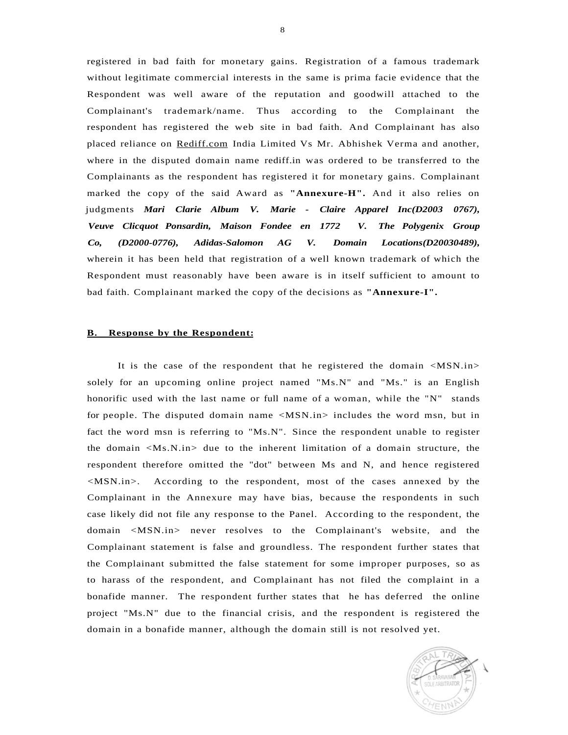registered in bad faith for monetary gains. Registration of a famous trademark without legitimate commercial interests in the same is prima facie evidence that the Respondent was well aware of the reputation and goodwill attached to the Complainant's trademark/name. Thus according to the Complainant the respondent has registered the web site in bad faith. And Complainant has also placed reliance on Rediff.com India Limited Vs Mr. Abhishek Verma and another, where in the disputed domain name rediff.in was ordered to be transferred to the Complainants as the respondent has registered it for monetary gains. Complainant marked the copy of the said Award as **"Annexure-H".** And it also relies on judgments ***Mari Clarie Album V. Marie - Claire Apparel Inc(D2003 0767), Veuve Clicquot Ponsardin, Maison Fondee en 1772 V. The Polygenix Group Co, (D2000-0776), Adidas-Salomon AG V. Domain Locations(D20030489),*** wherein it has been held that registration of a well known trademark of which the Respondent must reasonably have been aware is in itself sufficient to amount to bad faith. Complainant marked the copy of the decisions as **"Annexure-I".**

**B. Response by the Respondent:**

It is the case of the respondent that he registered the domain <MSN.in> solely for an upcoming online project named "Ms.N" and "Ms." is an English honorific used with the last name or full name of a woman, while the "N" stands for people. The disputed domain name <MSN.in> includes the word msn, but in fact the word msn is referring to "Ms.N". Since the respondent unable to register the domain <Ms.N.in> due to the inherent limitation of a domain structure, the respondent therefore omitted the "dot" between Ms and N, and hence registered <MSN.in>. According to the respondent, most of the cases annexed by the Complainant in the Annexure may have bias, because the respondents in such case likely did not file any response to the Panel. According to the respondent, the domain <MSN.in> never resolves to the Complainant's website, and the Complainant statement is false and groundless. The respondent further states that the Complainant submitted the false statement for some improper purposes, so as to harass of the respondent, and Complainant has not filed the complaint in a bonafide manner. The respondent further states that he has deferred the online project "Ms.N" due to the financial crisis, and the respondent is registered the domain in a bonafide manner, although the domain still is not resolved yet.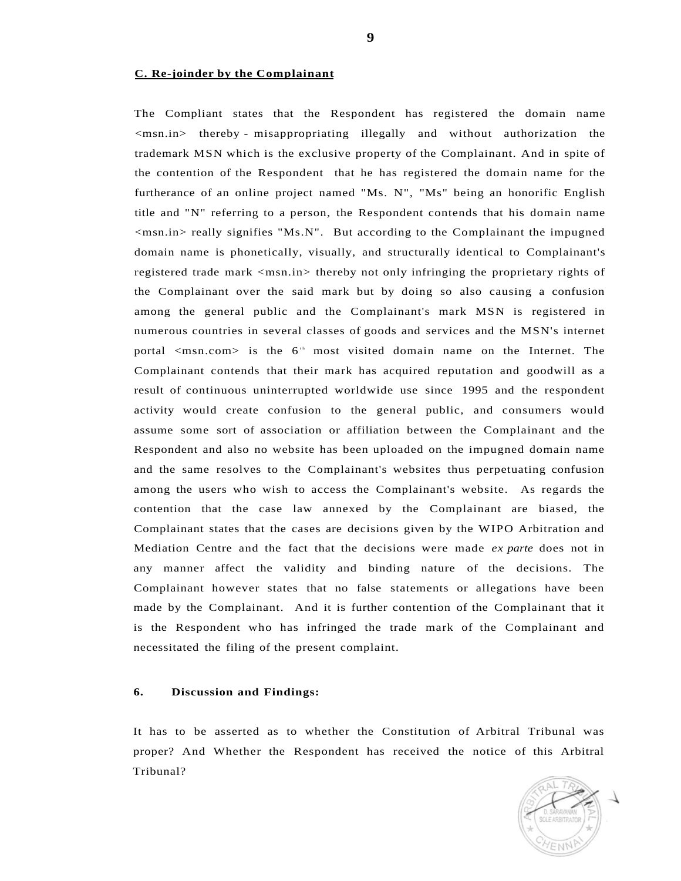**C. Re-joinder by the Complainant**

The Compliant states that the Respondent has registered the domain name <msn.in> thereby - misappropriating illegally and without authorization the trademark MSN which is the exclusive property of the Complainant. And in spite of the contention of the Respondent that he has registered the domain name for the furtherance of an online project named "Ms. N", "Ms" being an honorific English title and "N" referring to a person, the Respondent contends that his domain name <msn.in> really signifies "Ms.N". But according to the Complainant the impugned domain name is phonetically, visually, and structurally identical to Complainant's registered trade mark <msn.in> thereby not only infringing the proprietary rights of the Complainant over the said mark but by doing so also causing a confusion among the general public and the Complainant's mark MSN is registered in numerous countries in several classes of goods and services and the MSN's internet portal <msn.com> is the 6th most visited domain name on the Internet. The Complainant contends that their mark has acquired reputation and goodwill as a result of continuous uninterrupted worldwide use since 1995 and the respondent activity would create confusion to the general public, and consumers would assume some sort of association or affiliation between the Complainant and the Respondent and also no website has been uploaded on the impugned domain name and the same resolves to the Complainant's websites thus perpetuating confusion among the users who wish to access the Complainant's website. As regards the contention that the case law annexed by the Complainant are biased, the Complainant states that the cases are decisions given by the WIPO Arbitration and Mediation Centre and the fact that the decisions were made *ex parte* does not in any manner affect the validity and binding nature of the decisions. The Complainant however states that no false statements or allegations have been made by the Complainant. And it is further contention of the Complainant that it is the Respondent who has infringed the trade mark of the Complainant and necessitated the filing of the present complaint.

**6. Discussion and Findings:**

It has to be asserted as to whether the Constitution of Arbitral Tribunal was proper? And Whether the Respondent has received the notice of this Arbitral Tribunal?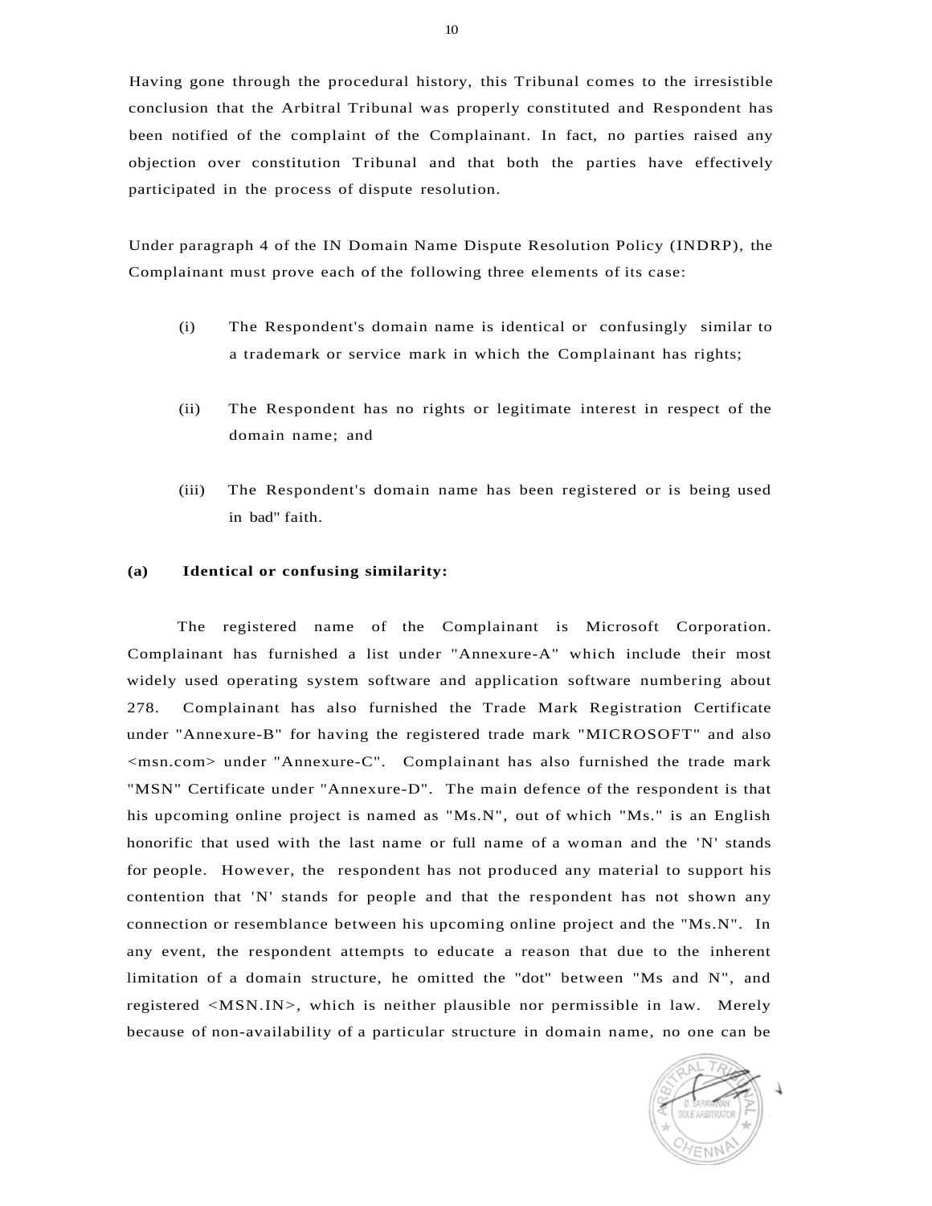Having gone through the procedural history, this Tribunal comes to the irresistible conclusion that the Arbitral Tribunal was properly constituted and Respondent has been notified of the complaint of the Complainant. In fact, no parties raised any objection over constitution Tribunal and that both the parties have effectively participated in the process of dispute resolution.

Under paragraph 4 of the IN Domain Name Dispute Resolution Policy (INDRP), the Complainant must prove each of the following three elements of its case:

(i) The Respondent's domain name is identical or confusingly similar to a trademark or service mark in which the Complainant has rights;

(ii) The Respondent has no rights or legitimate interest in respect of the domain name; and

(iii) The Respondent's domain name has been registered or is being used in bad" faith.

**(a) Identical or confusing similarity:**

The registered name of the Complainant is Microsoft Corporation. Complainant has furnished a list under "Annexure-A" which include their most widely used operating system software and application software numbering about 278. Complainant has also furnished the Trade Mark Registration Certificate under "Annexure-B" for having the registered trade mark "MICROSOFT" and also <msn.com> under "Annexure-C". Complainant has also furnished the trade mark "MSN" Certificate under "Annexure-D". The main defence of the respondent is that his upcoming online project is named as "Ms.N", out of which "Ms." is an English honorific that used with the last name or full name of a woman and the 'N' stands for people. However, the respondent has not produced any material to support his contention that 'N' stands for people and that the respondent has not shown any connection or resemblance between his upcoming online project and the "Ms.N". In any event, the respondent attempts to educate a reason that due to the inherent limitation of a domain structure, he omitted the "dot" between "Ms and N", and registered <MSN.IN>, which is neither plausible nor permissible in law. Merely because of non-availability of a particular structure in domain name, no one can be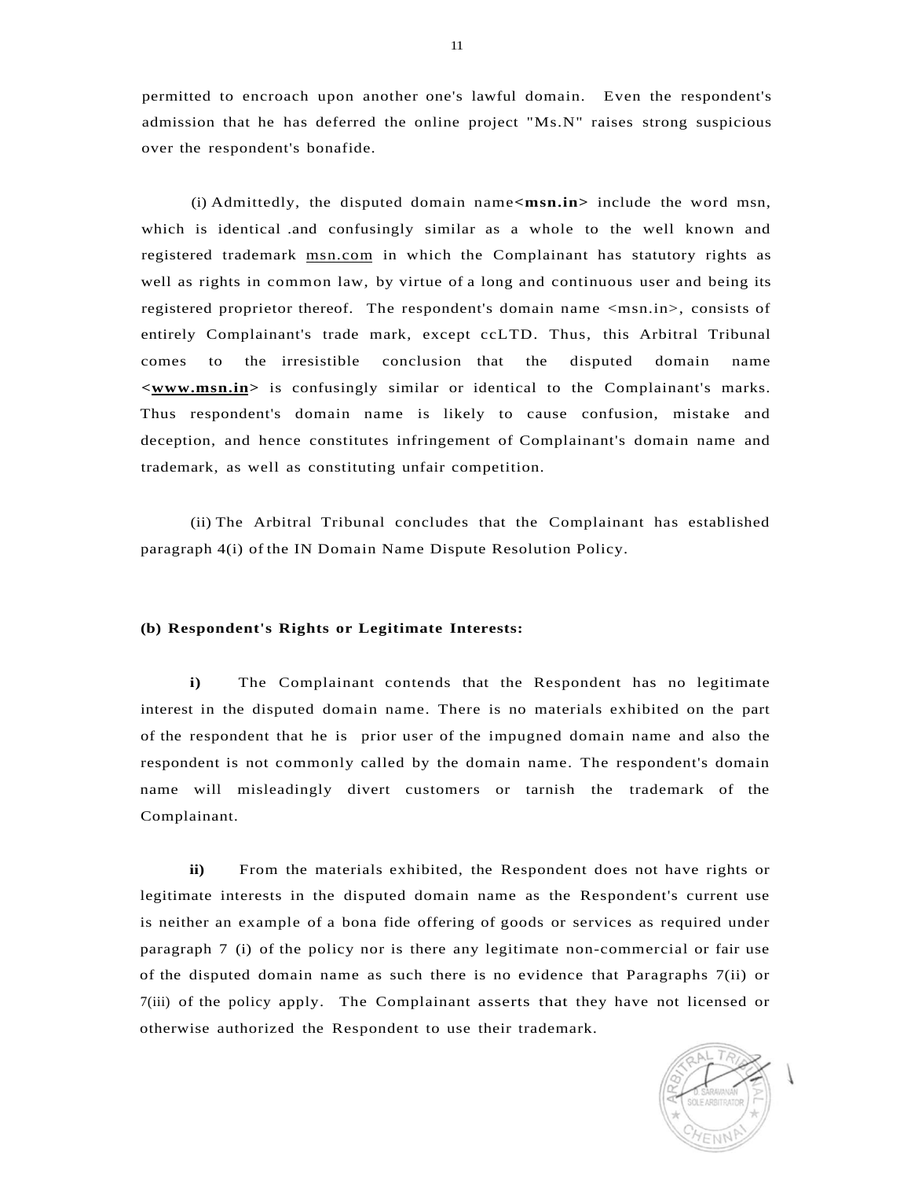permitted to encroach upon another one's lawful domain. Even the respondent's admission that he has deferred the online project "Ms.N" raises strong suspicious over the respondent's bonafide.

(i) Admittedly, the disputed domain name **<msn.in>** include the word msn, which is identical .and confusingly similar as a whole to the well known and registered trademark msn.com in which the Complainant has statutory rights as well as rights in common law, by virtue of a long and continuous user and being its registered proprietor thereof. The respondent's domain name <msn.in>, consists of entirely Complainant's trade mark, except ccLTD. Thus, this Arbitral Tribunal comes to the irresistible conclusion that the disputed domain name **<www.msn.in>** is confusingly similar or identical to the Complainant's marks. Thus respondent's domain name is likely to cause confusion, mistake and deception, and hence constitutes infringement of Complainant's domain name and trademark, as well as constituting unfair competition.

(ii) The Arbitral Tribunal concludes that the Complainant has established paragraph 4(i) of the IN Domain Name Dispute Resolution Policy.

**(b) Respondent's Rights or Legitimate Interests:**

**i)** The Complainant contends that the Respondent has no legitimate interest in the disputed domain name. There is no materials exhibited on the part of the respondent that he is prior user of the impugned domain name and also the respondent is not commonly called by the domain name. The respondent's domain name will misleadingly divert customers or tarnish the trademark of the Complainant.

**ii)** From the materials exhibited, the Respondent does not have rights or legitimate interests in the disputed domain name as the Respondent's current use is neither an example of a bona fide offering of goods or services as required under paragraph 7 (i) of the policy nor is there any legitimate non-commercial or fair use of the disputed domain name as such there is no evidence that Paragraphs 7(ii) or 7(iii) of the policy apply. The Complainant asserts that they have not licensed or otherwise authorized the Respondent to use their trademark.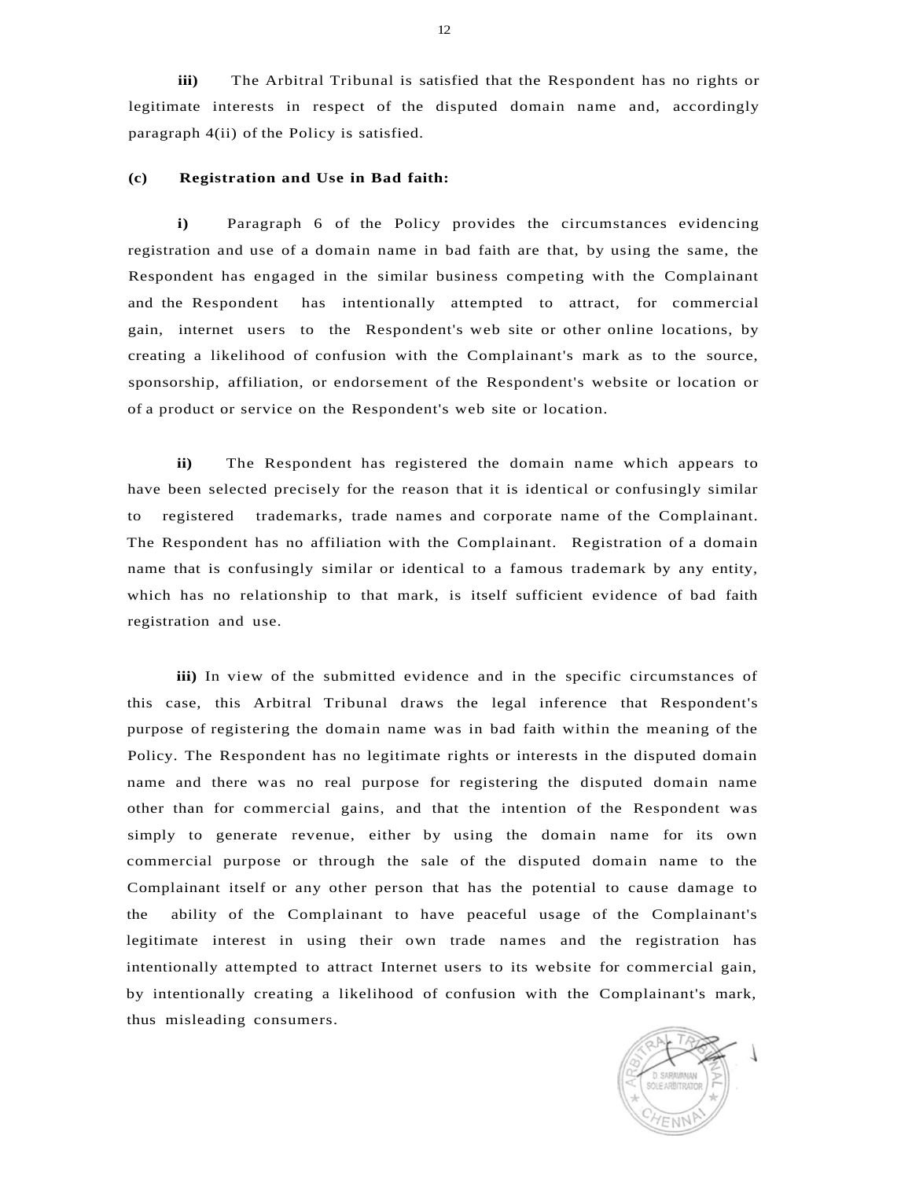**iii)** The Arbitral Tribunal is satisfied that the Respondent has no rights or legitimate interests in respect of the disputed domain name and, accordingly paragraph 4(ii) of the Policy is satisfied.

**(c) Registration and Use in Bad faith:**

**i)** Paragraph 6 of the Policy provides the circumstances evidencing registration and use of a domain name in bad faith are that, by using the same, the Respondent has engaged in the similar business competing with the Complainant and the Respondent has intentionally attempted to attract, for commercial gain, internet users to the Respondent's web site or other online locations, by creating a likelihood of confusion with the Complainant's mark as to the source, sponsorship, affiliation, or endorsement of the Respondent's website or location or of a product or service on the Respondent's web site or location.

**ii)** The Respondent has registered the domain name which appears to have been selected precisely for the reason that it is identical or confusingly similar to registered trademarks, trade names and corporate name of the Complainant. The Respondent has no affiliation with the Complainant. Registration of a domain name that is confusingly similar or identical to a famous trademark by any entity, which has no relationship to that mark, is itself sufficient evidence of bad faith registration and use.

**iii)** In view of the submitted evidence and in the specific circumstances of this case, this Arbitral Tribunal draws the legal inference that Respondent's purpose of registering the domain name was in bad faith within the meaning of the Policy. The Respondent has no legitimate rights or interests in the disputed domain name and there was no real purpose for registering the disputed domain name other than for commercial gains, and that the intention of the Respondent was simply to generate revenue, either by using the domain name for its own commercial purpose or through the sale of the disputed domain name to the Complainant itself or any other person that has the potential to cause damage to the ability of the Complainant to have peaceful usage of the Complainant's legitimate interest in using their own trade names and the registration has intentionally attempted to attract Internet users to its website for commercial gain, by intentionally creating a likelihood of confusion with the Complainant's mark, thus misleading consumers.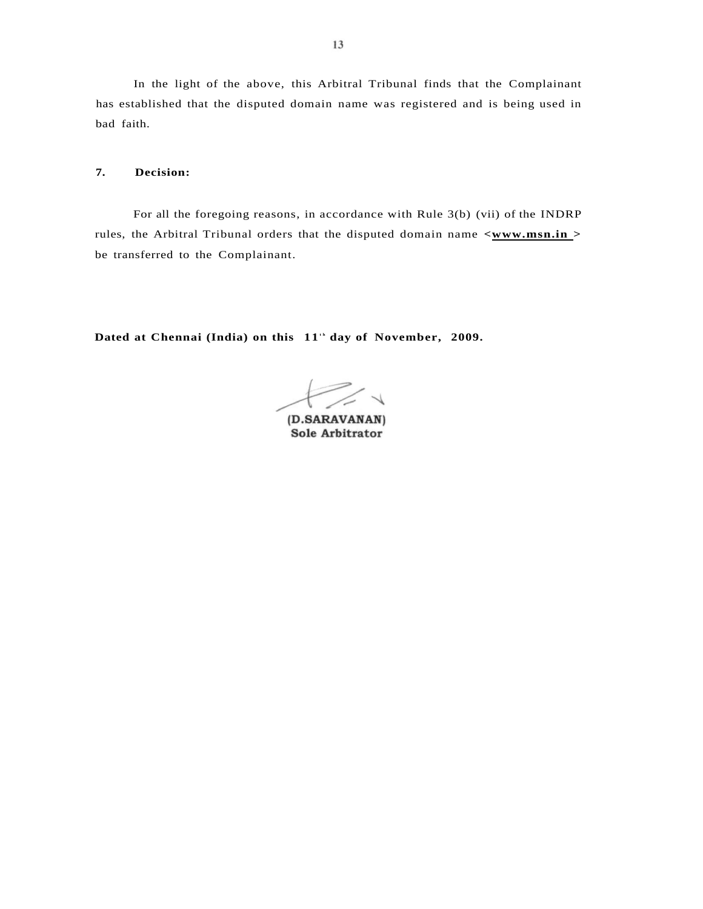In the light of the above, this Arbitral Tribunal finds that the Complainant has established that the disputed domain name was registered and is being used in bad faith.

**7. Decision:**

For all the foregoing reasons, in accordance with Rule 3(b) (vii) of the INDRP rules, the Arbitral Tribunal orders that the disputed domain name <**www.msn.in** > be transferred to the Complainant.

**Dated at Chennai (India) on this 11th day of November, 2009.**

**(D.SARAVANAN)**
**Sole Arbitrator**